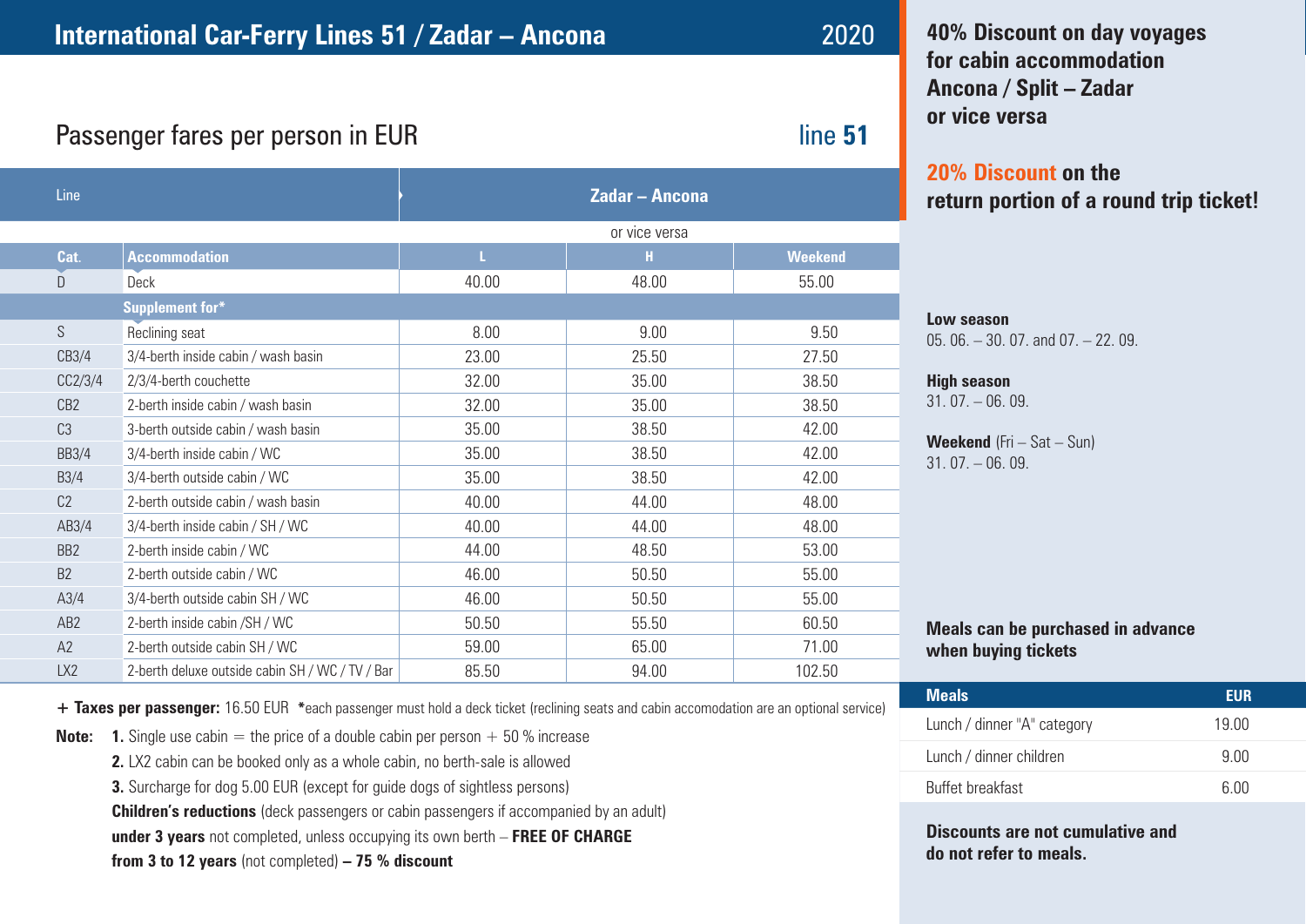# International Car-Ferry Lines 51 / Zadar – Ancona

2020

## Passenger fares per person in EUR

line **51**

| Line | | Zadar – Ancona | | |
|---|---|---|---|---|
| | | or vice versa | | |
| **Cat.** | **Accommodation** | **L** | **H** | **Weekend** |
| D | Deck | 40.00 | 48.00 | 55.00 |
| | **Supplement for*** | | | |
| S | Reclining seat | 8.00 | 9.00 | 9.50 |
| CB3/4 | 3/4-berth inside cabin / wash basin | 23.00 | 25.50 | 27.50 |
| CC2/3/4 | 2/3/4-berth couchette | 32.00 | 35.00 | 38.50 |
| CB2 | 2-berth inside cabin / wash basin | 32.00 | 35.00 | 38.50 |
| C3 | 3-berth outside cabin / wash basin | 35.00 | 38.50 | 42.00 |
| BB3/4 | 3/4-berth inside cabin / WC | 35.00 | 38.50 | 42.00 |
| B3/4 | 3/4-berth outside cabin / WC | 35.00 | 38.50 | 42.00 |
| C2 | 2-berth outside cabin / wash basin | 40.00 | 44.00 | 48.00 |
| AB3/4 | 3/4-berth inside cabin / SH / WC | 40.00 | 44.00 | 48.00 |
| BB2 | 2-berth inside cabin / WC | 44.00 | 48.50 | 53.00 |
| B2 | 2-berth outside cabin / WC | 46.00 | 50.50 | 55.00 |
| A3/4 | 3/4-berth outside cabin SH / WC | 46.00 | 50.50 | 55.00 |
| AB2 | 2-berth inside cabin /SH / WC | 50.50 | 55.50 | 60.50 |
| A2 | 2-berth outside cabin SH / WC | 59.00 | 65.00 | 71.00 |
| LX2 | 2-berth deluxe outside cabin SH / WC / TV / Bar | 85.50 | 94.00 | 102.50 |

**+ Taxes per passenger:** 16.50 EUR ***each passenger must hold a deck ticket (reclining seats and cabin accomodation are an optional service)

**Note:**

1. Single use cabin = the price of a double cabin per person + 50 % increase
2. LX2 cabin can be booked only as a whole cabin, no berth-sale is allowed
3. Surcharge for dog 5.00 EUR (except for guide dogs of sightless persons)

**Children's reductions** (deck passengers or cabin passengers if accompanied by an adult)
**under 3 years** not completed, unless occupying its own berth – **FREE OF CHARGE**
**from 3 to 12 years** (not completed) **– 75 % discount**

**40% Discount on day voyages for cabin accommodation Ancona / Split – Zadar or vice versa**

**20% Discount on the return portion of a round trip ticket!**

**Low season**
05. 06. – 30. 07. and 07. – 22. 09.

**High season**
31. 07. – 06. 09.

**Weekend** (Fri – Sat – Sun)
31. 07. – 06. 09.

**Meals can be purchased in advance when buying tickets**

| Meals | EUR |
|---|---|
| Lunch / dinner "A" category | 19.00 |
| Lunch / dinner children | 9.00 |
| Buffet breakfast | 6.00 |

**Discounts are not cumulative and do not refer to meals.**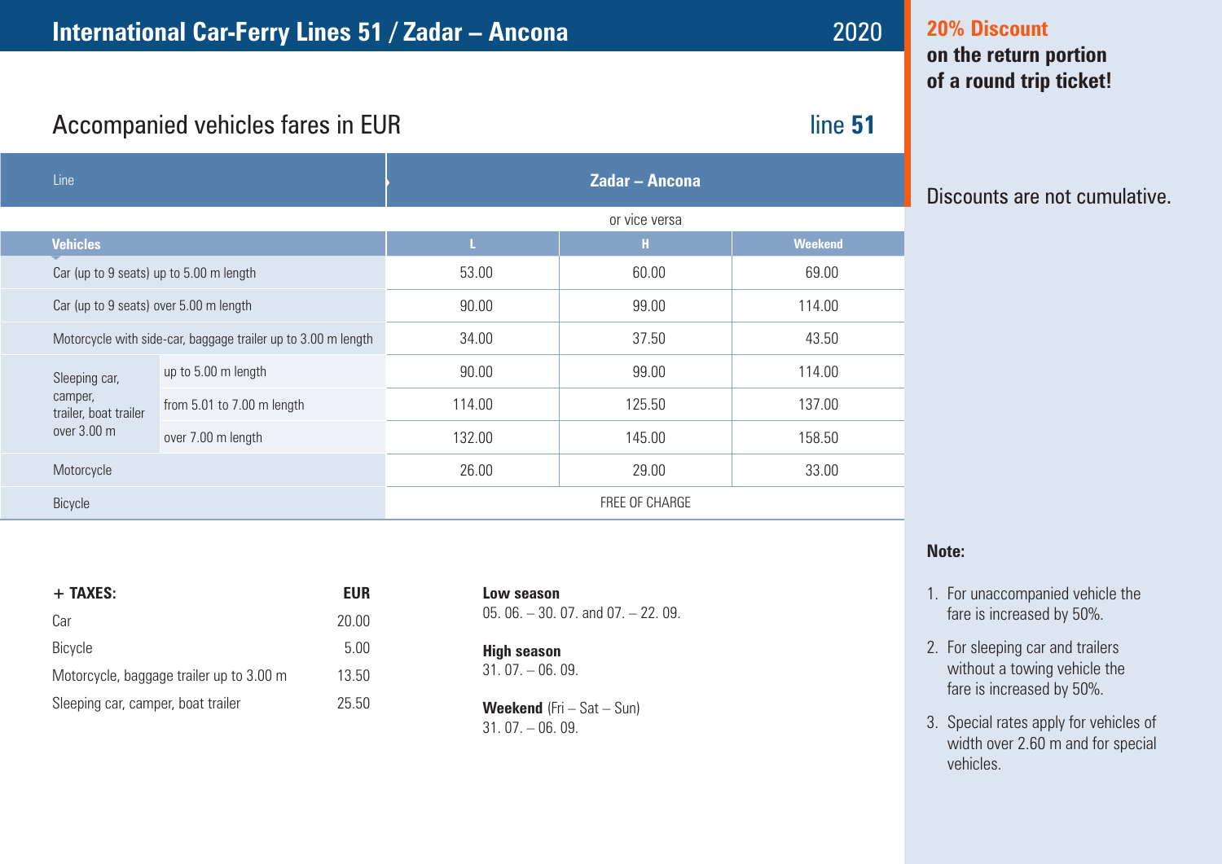# International Car-Ferry Lines 51 / Zadar – Ancona

2020

## Accompanied vehicles fares in EUR

line **51**

| Line | | Zadar – Ancona | | |
|---|---|---|---|---|
| | | or vice versa | | |
| **Vehicles** | | **L** | **H** | **Weekend** |
| Car (up to 9 seats) up to 5.00 m length | | 53.00 | 60.00 | 69.00 |
| Car (up to 9 seats) over 5.00 m length | | 90.00 | 99.00 | 114.00 |
| Motorcycle with side-car, baggage trailer up to 3.00 m length | | 34.00 | 37.50 | 43.50 |
| Sleeping car, camper, trailer, boat trailer over 3.00 m | up to 5.00 m length | 90.00 | 99.00 | 114.00 |
| | from 5.01 to 7.00 m length | 114.00 | 125.50 | 137.00 |
| | over 7.00 m length | 132.00 | 145.00 | 158.50 |
| Motorcycle | | 26.00 | 29.00 | 33.00 |
| Bicycle | | FREE OF CHARGE | | |

| **+ TAXES:** | **EUR** |
|---|---|
| Car | 20.00 |
| Bicycle | 5.00 |
| Motorcycle, baggage trailer up to 3.00 m | 13.50 |
| Sleeping car, camper, boat trailer | 25.50 |

**Low season**
05. 06. – 30. 07. and 07. – 22. 09.

**High season**
31. 07. – 06. 09.

**Weekend** (Fri – Sat – Sun)
31. 07. – 06. 09.

**20% Discount**
**on the return portion of a round trip ticket!**

Discounts are not cumulative.

**Note:**

1. For unaccompanied vehicle the fare is increased by 50%.
2. For sleeping car and trailers without a towing vehicle the fare is increased by 50%.
3. Special rates apply for vehicles of width over 2.60 m and for special vehicles.